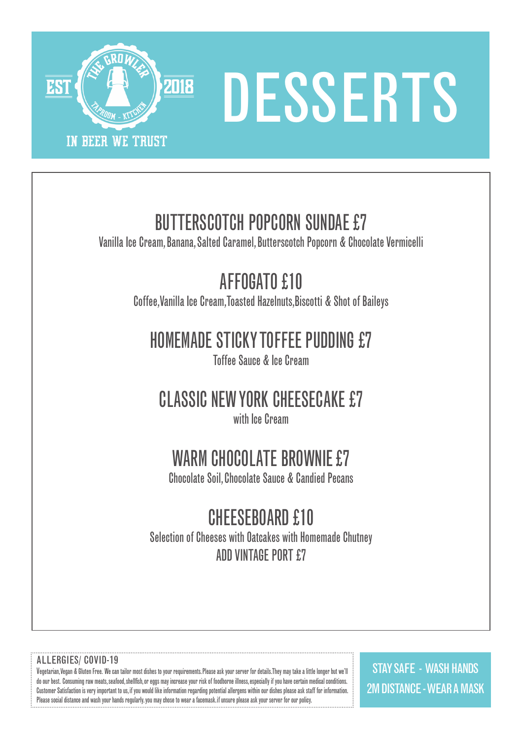THE GROWLER

TAPROOM - KITCHEN

EST 2018

IN BEER WE TRUST

# DESSERTS

## BUTTERSCOTCH POPCORN SUNDAE £7

Vanilla Ice Cream, Banana, Salted Caramel, Butterscotch Popcorn & Chocolate Vermicelli

## AFFOGATO £10

Coffee, Vanilla Ice Cream, Toasted Hazelnuts, Biscotti & Shot of Baileys

## HOMEMADE STICKY TOFFEE PUDDING £7

Toffee Sauce & Ice Cream

## CLASSIC NEW YORK CHEESECAKE £7

with Ice Cream

## WARM CHOCOLATE BROWNIE £7

Chocolate Soil, Chocolate Sauce & Candied Pecans

## CHEESEBOARD £10

Selection of Cheeses with Oatcakes with Homemade Chutney

ADD VINTAGE PORT £7

### ALLERGIES/ COVID-19

Vegetarian, Vegan & Gluten Free. We can tailor most dishes to your requirements. Please ask your server for details. They may take a little longer but we'll do our best. Consuming raw meats, seafood, shellfish, or eggs may increase your risk of foodborne illness, especially if you have certain medical conditions. Customer Satisfaction is very important to us, if you would like information regarding potential allergens within our dishes please ask staff for information. Please social distance and wash your hands regularly. you may chose to wear a facemask. if unsure please ask your server for our policy.

STAY SAFE - WASH HANDS

2M DISTANCE - WEAR A MASK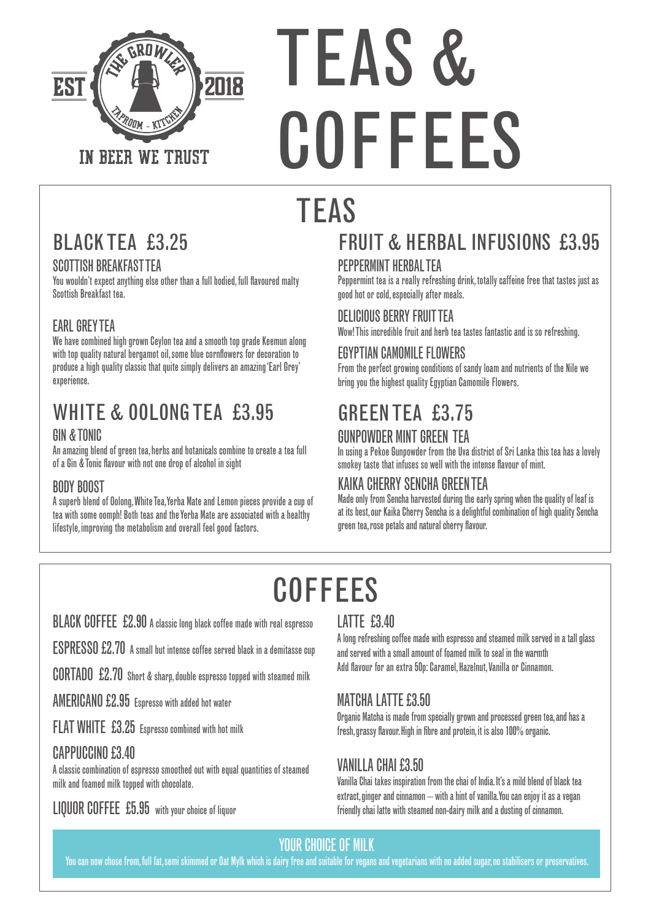THE GROWLER

TAPROOM - KITCHEN

EST 2018

IN BEER WE TRUST

# TEAS & COFFEES

## TEAS

### BLACK TEA £3.25

**SCOTTISH BREAKFAST TEA**

You wouldn't expect anything else other than a full bodied, full flavoured malty Scottish Breakfast tea.

**EARL GREY TEA**

We have combined high grown Ceylon tea and a smooth top grade Keemun along with top quality natural bergamot oil, some blue cornflowers for decoration to produce a high quality classic that quite simply delivers an amazing 'Earl Grey' experience.

### WHITE & OOLONG TEA £3.95

**GIN & TONIC**

An amazing blend of green tea, herbs and botanicals combine to create a tea full of a Gin & Tonic flavour with not one drop of alcohol in sight

**BODY BOOST**

A superb blend of Oolong, White Tea, Yerba Mate and Lemon pieces provide a cup of tea with some oomph! Both teas and the Yerba Mate are associated with a healthy lifestyle, improving the metabolism and overall feel good factors.

### FRUIT & HERBAL INFUSIONS £3.95

**PEPPERMINT HERBAL TEA**

Peppermint tea is a really refreshing drink, totally caffeine free that tastes just as good hot or cold, especially after meals.

**DELICIOUS BERRY FRUIT TEA**

Wow! This incredible fruit and herb tea tastes fantastic and is so refreshing.

**EGYPTIAN CAMOMILE FLOWERS**

From the perfect growing conditions of sandy loam and nutrients of the Nile we bring you the highest quality Egyptian Camomile Flowers.

### GREEN TEA £3.75

**GUNPOWDER MINT GREEN TEA**

In using a Pekoe Gunpowder from the Uva district of Sri Lanka this tea has a lovely smokey taste that infuses so well with the intense flavour of mint.

**KAIKA CHERRY SENCHA GREEN TEA**

Made only from Sencha harvested during the early spring when the quality of leaf is at its best, our Kaika Cherry Sencha is a delightful combination of high quality Sencha green tea, rose petals and natural cherry flavour.

## COFFEES

**BLACK COFFEE £2.90** A classic long black coffee made with real espresso

**ESPRESSO £2.70** A small but intense coffee served black in a demitasse cup

**CORTADO £2.70** Short & sharp, double espresso topped with steamed milk

**AMERICANO £2.95** Espresso with added hot water

**FLAT WHITE £3.25** Espresso combined with hot milk

**CAPPUCCINO £3.40**

A classic combination of espresso smoothed out with equal quantities of steamed milk and foamed milk topped with chocolate.

**LIQUOR COFFEE £5.95** with your choice of liquor

**LATTE £3.40**

A long refreshing coffee made with espresso and steamed milk served in a tall glass and served with a small amount of foamed milk to seal in the warmth

Add flavour for an extra 50p: Caramel, Hazelnut, Vanilla or Cinnamon.

**MATCHA LATTE £3.50**

Organic Matcha is made from specially grown and processed green tea, and has a fresh, grassy flavour. High in fibre and protein, it is also 100% organic.

**VANILLA CHAI £3.50**

Vanilla Chai takes inspiration from the chai of India. It's a mild blend of black tea extract, ginger and cinnamon – with a hint of vanilla. You can enjoy it as a vegan friendly chai latte with steamed non-dairy milk and a dusting of cinnamon.

### YOUR CHOICE OF MILK

You can now chose from, full fat, semi skimmed or Oat Mylk which is dairy free and suitable for vegans and vegetarians with no added sugar, no stabilisers or preservatives.